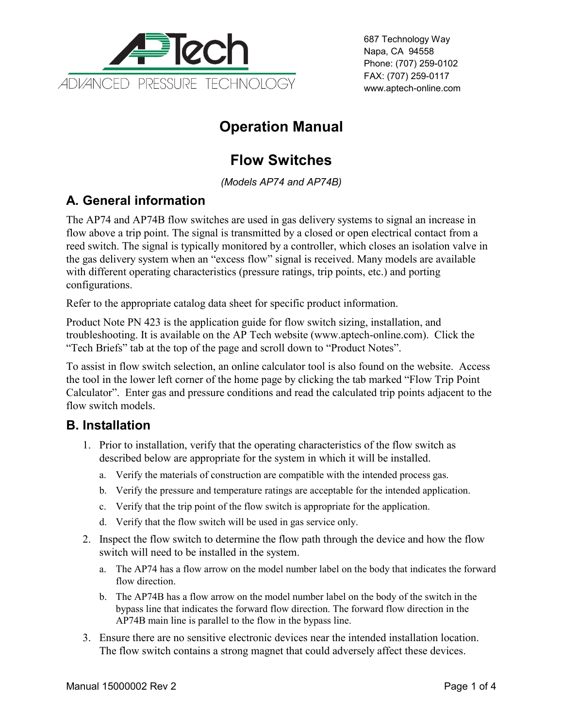APTech

ADVANCED PRESSURE TECHNOLOGY

687 Technology Way
Napa, CA 94558
Phone: (707) 259-0102
FAX: (707) 259-0117
www.aptech-online.com

# Operation Manual

# Flow Switches

*(Models AP74 and AP74B)*

## A. General information

The AP74 and AP74B flow switches are used in gas delivery systems to signal an increase in flow above a trip point. The signal is transmitted by a closed or open electrical contact from a reed switch. The signal is typically monitored by a controller, which closes an isolation valve in the gas delivery system when an "excess flow" signal is received. Many models are available with different operating characteristics (pressure ratings, trip points, etc.) and porting configurations.

Refer to the appropriate catalog data sheet for specific product information.

Product Note PN 423 is the application guide for flow switch sizing, installation, and troubleshooting. It is available on the AP Tech website (www.aptech-online.com). Click the "Tech Briefs" tab at the top of the page and scroll down to "Product Notes".

To assist in flow switch selection, an online calculator tool is also found on the website. Access the tool in the lower left corner of the home page by clicking the tab marked "Flow Trip Point Calculator". Enter gas and pressure conditions and read the calculated trip points adjacent to the flow switch models.

## B. Installation

1. Prior to installation, verify that the operating characteristics of the flow switch as described below are appropriate for the system in which it will be installed.
   a. Verify the materials of construction are compatible with the intended process gas.
   b. Verify the pressure and temperature ratings are acceptable for the intended application.
   c. Verify that the trip point of the flow switch is appropriate for the application.
   d. Verify that the flow switch will be used in gas service only.
2. Inspect the flow switch to determine the flow path through the device and how the flow switch will need to be installed in the system.
   a. The AP74 has a flow arrow on the model number label on the body that indicates the forward flow direction.
   b. The AP74B has a flow arrow on the model number label on the body of the switch in the bypass line that indicates the forward flow direction. The forward flow direction in the AP74B main line is parallel to the flow in the bypass line.
3. Ensure there are no sensitive electronic devices near the intended installation location. The flow switch contains a strong magnet that could adversely affect these devices.

Manual 15000002 Rev 2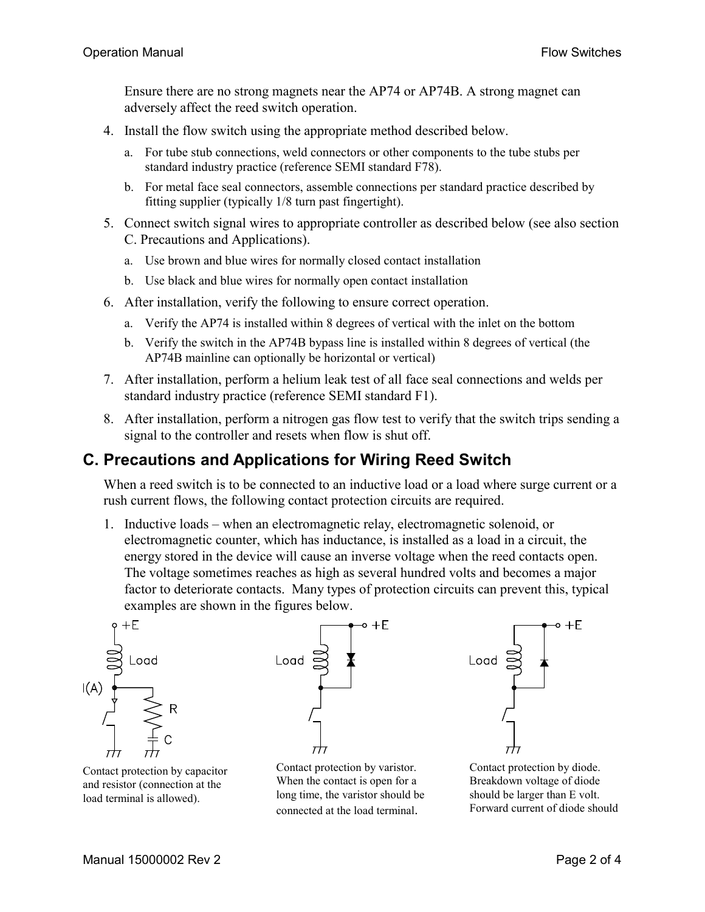Ensure there are no strong magnets near the AP74 or AP74B. A strong magnet can adversely affect the reed switch operation.

4. Install the flow switch using the appropriate method described below.
   a. For tube stub connections, weld connectors or other components to the tube stubs per standard industry practice (reference SEMI standard F78).
   b. For metal face seal connectors, assemble connections per standard practice described by fitting supplier (typically 1/8 turn past fingertight).
5. Connect switch signal wires to appropriate controller as described below (see also section C. Precautions and Applications).
   a. Use brown and blue wires for normally closed contact installation
   b. Use black and blue wires for normally open contact installation
6. After installation, verify the following to ensure correct operation.
   a. Verify the AP74 is installed within 8 degrees of vertical with the inlet on the bottom
   b. Verify the switch in the AP74B bypass line is installed within 8 degrees of vertical (the AP74B mainline can optionally be horizontal or vertical)
7. After installation, perform a helium leak test of all face seal connections and welds per standard industry practice (reference SEMI standard F1).
8. After installation, perform a nitrogen gas flow test to verify that the switch trips sending a signal to the controller and resets when flow is shut off.

## C. Precautions and Applications for Wiring Reed Switch

When a reed switch is to be connected to an inductive load or a load where surge current or a rush current flows, the following contact protection circuits are required.

1. Inductive loads – when an electromagnetic relay, electromagnetic solenoid, or electromagnetic counter, which has inductance, is installed as a load in a circuit, the energy stored in the device will cause an inverse voltage when the reed contacts open. The voltage sometimes reaches as high as several hundred volts and becomes a major factor to deteriorate contacts. Many types of protection circuits can prevent this, typical examples are shown in the figures below.

Contact protection by capacitor and resistor (connection at the load terminal is allowed).

Contact protection by varistor. When the contact is open for a long time, the varistor should be connected at the load terminal.

Contact protection by diode. Breakdown voltage of diode should be larger than E volt. Forward current of diode should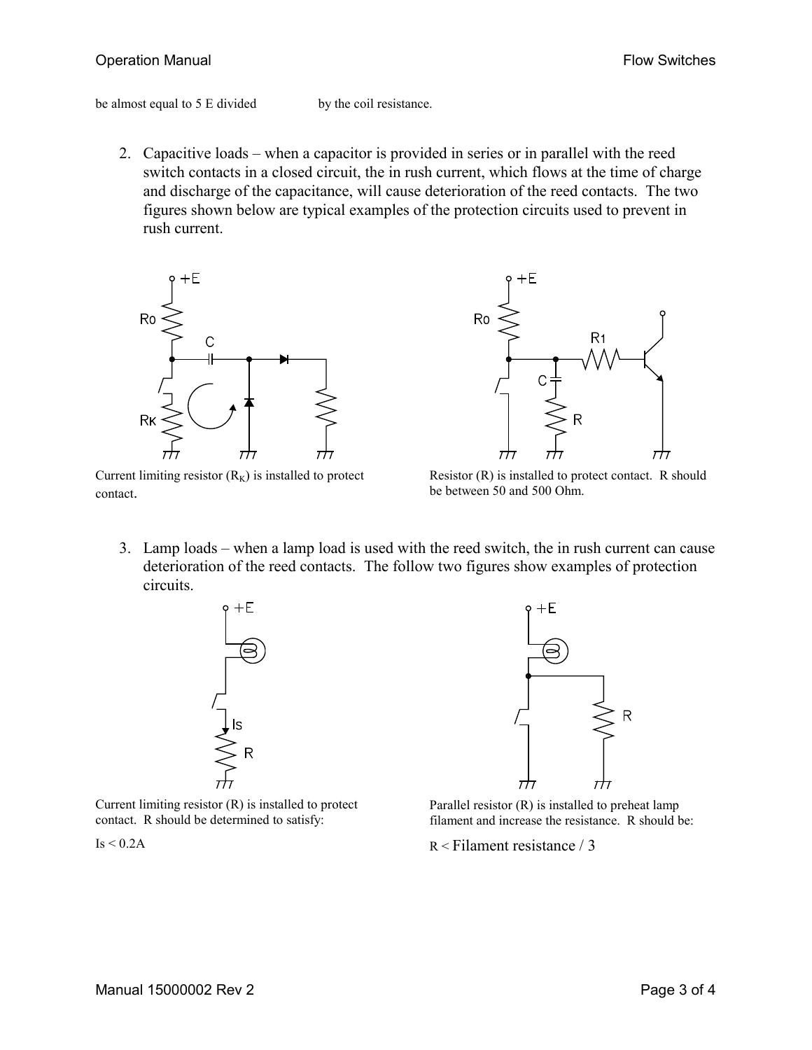be almost equal to 5 E divided by the coil resistance.

2. Capacitive loads – when a capacitor is provided in series or in parallel with the reed switch contacts in a closed circuit, the in rush current, which flows at the time of charge and discharge of the capacitance, will cause deterioration of the reed contacts. The two figures shown below are typical examples of the protection circuits used to prevent in rush current.

Current limiting resistor ($R_K$) is installed to protect contact.

Resistor (R) is installed to protect contact. R should be between 50 and 500 Ohm.

3. Lamp loads – when a lamp load is used with the reed switch, the in rush current can cause deterioration of the reed contacts. The follow two figures show examples of protection circuits.

Current limiting resistor (R) is installed to protect contact. R should be determined to satisfy:

$I_s < 0.2A$

Parallel resistor (R) is installed to preheat lamp filament and increase the resistance. R should be:

R < Filament resistance / 3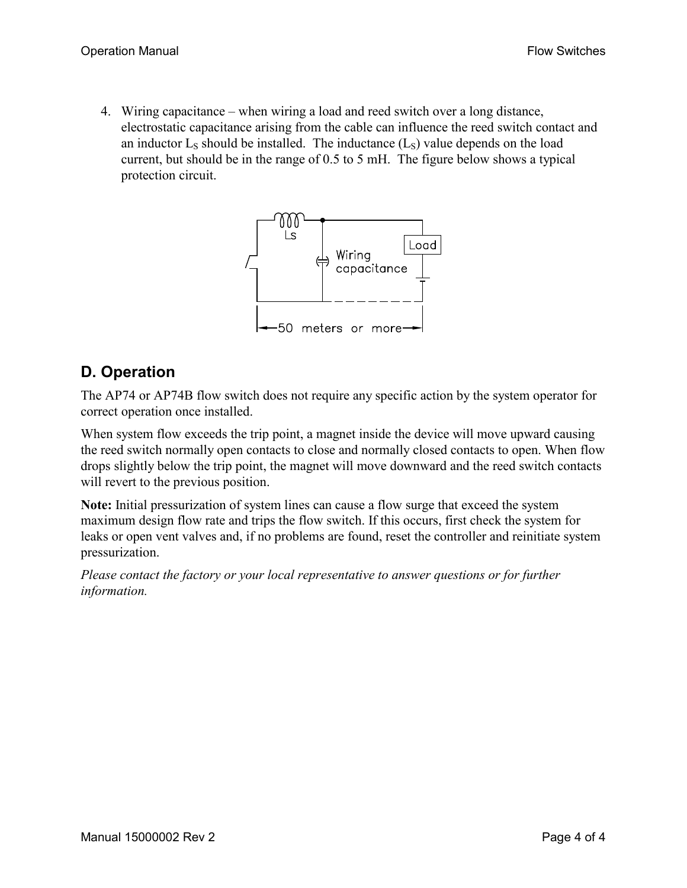4. Wiring capacitance – when wiring a load and reed switch over a long distance, electrostatic capacitance arising from the cable can influence the reed switch contact and an inductor $L_S$ should be installed. The inductance ($L_S$) value depends on the load current, but should be in the range of 0.5 to 5 mH. The figure below shows a typical protection circuit.

Ls

Wiring capacitance

Load

50 meters or more

## D. Operation

The AP74 or AP74B flow switch does not require any specific action by the system operator for correct operation once installed.

When system flow exceeds the trip point, a magnet inside the device will move upward causing the reed switch normally open contacts to close and normally closed contacts to open. When flow drops slightly below the trip point, the magnet will move downward and the reed switch contacts will revert to the previous position.

**Note:** Initial pressurization of system lines can cause a flow surge that exceed the system maximum design flow rate and trips the flow switch. If this occurs, first check the system for leaks or open vent valves and, if no problems are found, reset the controller and reinitiate system pressurization.

*Please contact the factory or your local representative to answer questions or for further information.*